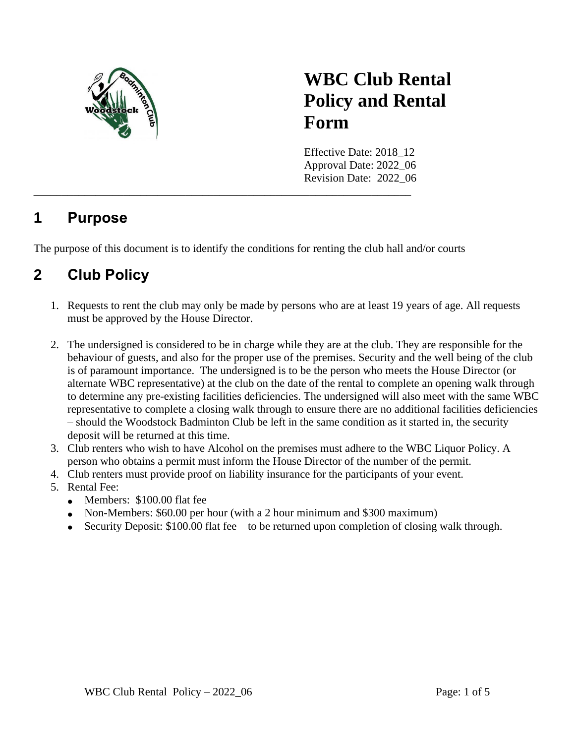# WBC Club Rental Policy and Rental Form

Effective Date: 2018_12
Approval Date: 2022_06
Revision Date: 2022_06

---

## 1 Purpose

The purpose of this document is to identify the conditions for renting the club hall and/or courts

## 2 Club Policy

1. Requests to rent the club may only be made by persons who are at least 19 years of age. All requests must be approved by the House Director.

2. The undersigned is considered to be in charge while they are at the club. They are responsible for the behaviour of guests, and also for the proper use of the premises. Security and the well being of the club is of paramount importance. The undersigned is to be the person who meets the House Director (or alternate WBC representative) at the club on the date of the rental to complete an opening walk through to determine any pre-existing facilities deficiencies. The undersigned will also meet with the same WBC representative to complete a closing walk through to ensure there are no additional facilities deficiencies – should the Woodstock Badminton Club be left in the same condition as it started in, the security deposit will be returned at this time.
3. Club renters who wish to have Alcohol on the premises must adhere to the WBC Liquor Policy. A person who obtains a permit must inform the House Director of the number of the permit.
4. Club renters must provide proof on liability insurance for the participants of your event.
5. Rental Fee:
   - Members: $100.00 flat fee
   - Non-Members: $60.00 per hour (with a 2 hour minimum and $300 maximum)
   - Security Deposit: $100.00 flat fee – to be returned upon completion of closing walk through.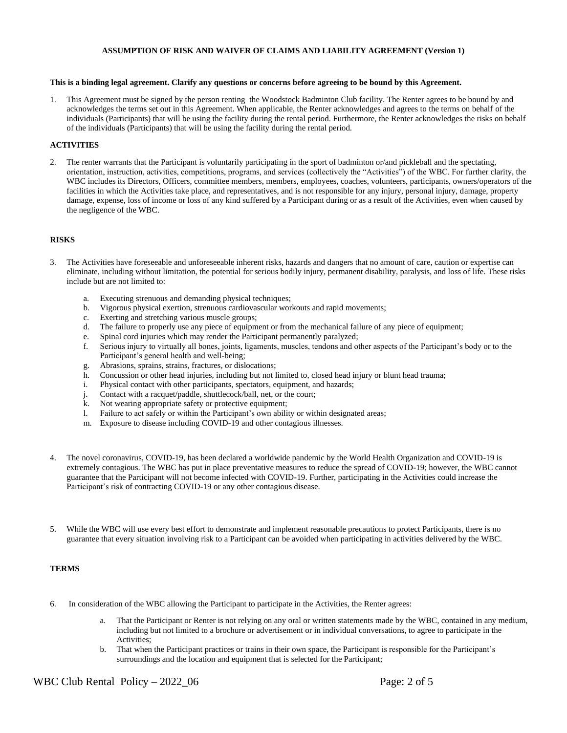**ASSUMPTION OF RISK AND WAIVER OF CLAIMS AND LIABILITY AGREEMENT (Version 1)**

**This is a binding legal agreement. Clarify any questions or concerns before agreeing to be bound by this Agreement.**

1. This Agreement must be signed by the person renting the Woodstock Badminton Club facility. The Renter agrees to be bound by and acknowledges the terms set out in this Agreement. When applicable, the Renter acknowledges and agrees to the terms on behalf of the individuals (Participants) that will be using the facility during the rental period. Furthermore, the Renter acknowledges the risks on behalf of the individuals (Participants) that will be using the facility during the rental period.

**ACTIVITIES**

2. The renter warrants that the Participant is voluntarily participating in the sport of badminton or/and pickleball and the spectating, orientation, instruction, activities, competitions, programs, and services (collectively the "Activities") of the WBC. For further clarity, the WBC includes its Directors, Officers, committee members, members, employees, coaches, volunteers, participants, owners/operators of the facilities in which the Activities take place, and representatives, and is not responsible for any injury, personal injury, damage, property damage, expense, loss of income or loss of any kind suffered by a Participant during or as a result of the Activities, even when caused by the negligence of the WBC.

**RISKS**

3. The Activities have foreseeable and unforeseeable inherent risks, hazards and dangers that no amount of care, caution or expertise can eliminate, including without limitation, the potential for serious bodily injury, permanent disability, paralysis, and loss of life. These risks include but are not limited to:

   a. Executing strenuous and demanding physical techniques;
   b. Vigorous physical exertion, strenuous cardiovascular workouts and rapid movements;
   c. Exerting and stretching various muscle groups;
   d. The failure to properly use any piece of equipment or from the mechanical failure of any piece of equipment;
   e. Spinal cord injuries which may render the Participant permanently paralyzed;
   f. Serious injury to virtually all bones, joints, ligaments, muscles, tendons and other aspects of the Participant's body or to the Participant's general health and well-being;
   g. Abrasions, sprains, strains, fractures, or dislocations;
   h. Concussion or other head injuries, including but not limited to, closed head injury or blunt head trauma;
   i. Physical contact with other participants, spectators, equipment, and hazards;
   j. Contact with a racquet/paddle, shuttlecock/ball, net, or the court;
   k. Not wearing appropriate safety or protective equipment;
   l. Failure to act safely or within the Participant's own ability or within designated areas;
   m. Exposure to disease including COVID-19 and other contagious illnesses.

4. The novel coronavirus, COVID-19, has been declared a worldwide pandemic by the World Health Organization and COVID-19 is extremely contagious. The WBC has put in place preventative measures to reduce the spread of COVID-19; however, the WBC cannot guarantee that the Participant will not become infected with COVID-19. Further, participating in the Activities could increase the Participant's risk of contracting COVID-19 or any other contagious disease.

5. While the WBC will use every best effort to demonstrate and implement reasonable precautions to protect Participants, there is no guarantee that every situation involving risk to a Participant can be avoided when participating in activities delivered by the WBC.

**TERMS**

6. In consideration of the WBC allowing the Participant to participate in the Activities, the Renter agrees:

   a. That the Participant or Renter is not relying on any oral or written statements made by the WBC, contained in any medium, including but not limited to a brochure or advertisement or in individual conversations, to agree to participate in the Activities;
   b. That when the Participant practices or trains in their own space, the Participant is responsible for the Participant's surroundings and the location and equipment that is selected for the Participant;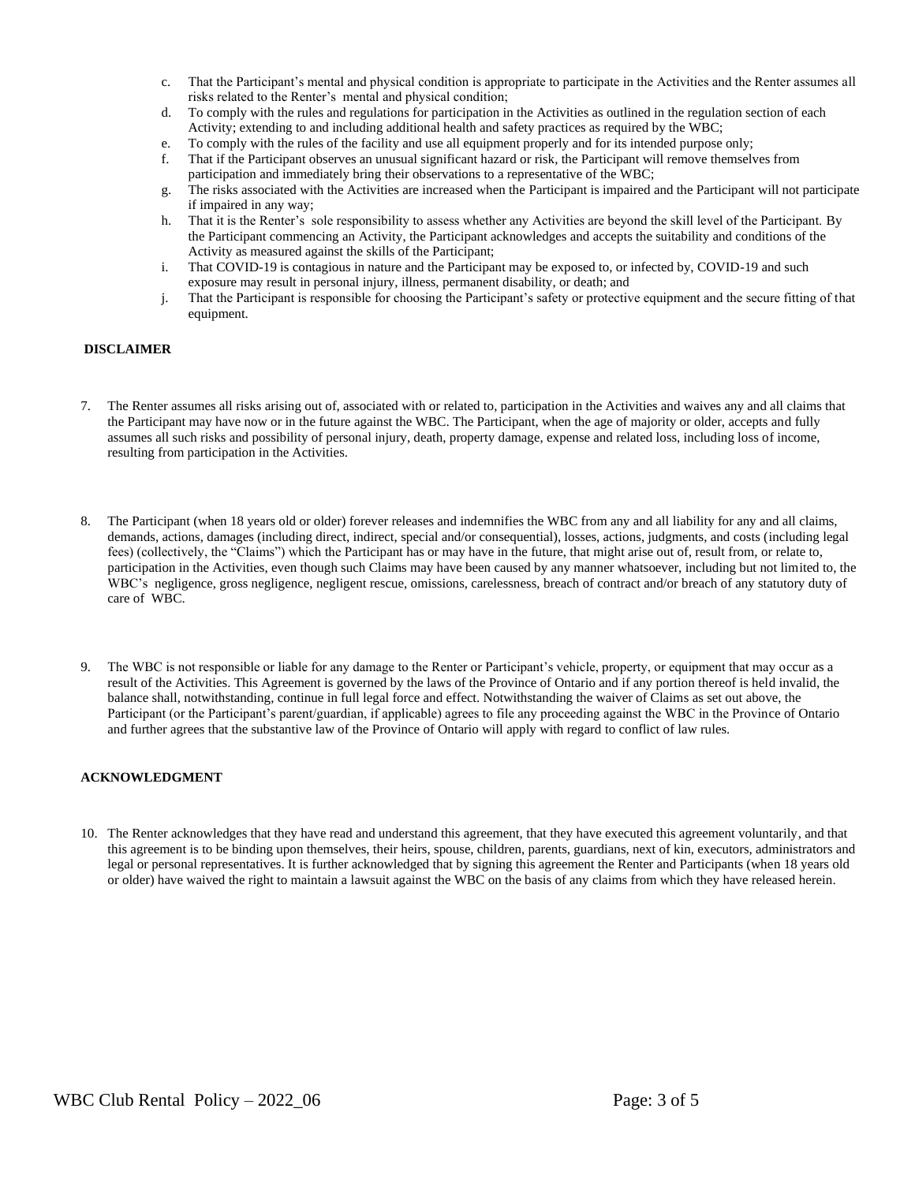c. That the Participant's mental and physical condition is appropriate to participate in the Activities and the Renter assumes all risks related to the Renter's mental and physical condition;
d. To comply with the rules and regulations for participation in the Activities as outlined in the regulation section of each Activity; extending to and including additional health and safety practices as required by the WBC;
e. To comply with the rules of the facility and use all equipment properly and for its intended purpose only;
f. That if the Participant observes an unusual significant hazard or risk, the Participant will remove themselves from participation and immediately bring their observations to a representative of the WBC;
g. The risks associated with the Activities are increased when the Participant is impaired and the Participant will not participate if impaired in any way;
h. That it is the Renter's sole responsibility to assess whether any Activities are beyond the skill level of the Participant. By the Participant commencing an Activity, the Participant acknowledges and accepts the suitability and conditions of the Activity as measured against the skills of the Participant;
i. That COVID-19 is contagious in nature and the Participant may be exposed to, or infected by, COVID-19 and such exposure may result in personal injury, illness, permanent disability, or death; and
j. That the Participant is responsible for choosing the Participant's safety or protective equipment and the secure fitting of that equipment.

**DISCLAIMER**

7. The Renter assumes all risks arising out of, associated with or related to, participation in the Activities and waives any and all claims that the Participant may have now or in the future against the WBC. The Participant, when the age of majority or older, accepts and fully assumes all such risks and possibility of personal injury, death, property damage, expense and related loss, including loss of income, resulting from participation in the Activities.

8. The Participant (when 18 years old or older) forever releases and indemnifies the WBC from any and all liability for any and all claims, demands, actions, damages (including direct, indirect, special and/or consequential), losses, actions, judgments, and costs (including legal fees) (collectively, the "Claims") which the Participant has or may have in the future, that might arise out of, result from, or relate to, participation in the Activities, even though such Claims may have been caused by any manner whatsoever, including but not limited to, the WBC's negligence, gross negligence, negligent rescue, omissions, carelessness, breach of contract and/or breach of any statutory duty of care of WBC.

9. The WBC is not responsible or liable for any damage to the Renter or Participant's vehicle, property, or equipment that may occur as a result of the Activities. This Agreement is governed by the laws of the Province of Ontario and if any portion thereof is held invalid, the balance shall, notwithstanding, continue in full legal force and effect. Notwithstanding the waiver of Claims as set out above, the Participant (or the Participant's parent/guardian, if applicable) agrees to file any proceeding against the WBC in the Province of Ontario and further agrees that the substantive law of the Province of Ontario will apply with regard to conflict of law rules.

**ACKNOWLEDGMENT**

10. The Renter acknowledges that they have read and understand this agreement, that they have executed this agreement voluntarily, and that this agreement is to be binding upon themselves, their heirs, spouse, children, parents, guardians, next of kin, executors, administrators and legal or personal representatives. It is further acknowledged that by signing this agreement the Renter and Participants (when 18 years old or older) have waived the right to maintain a lawsuit against the WBC on the basis of any claims from which they have released herein.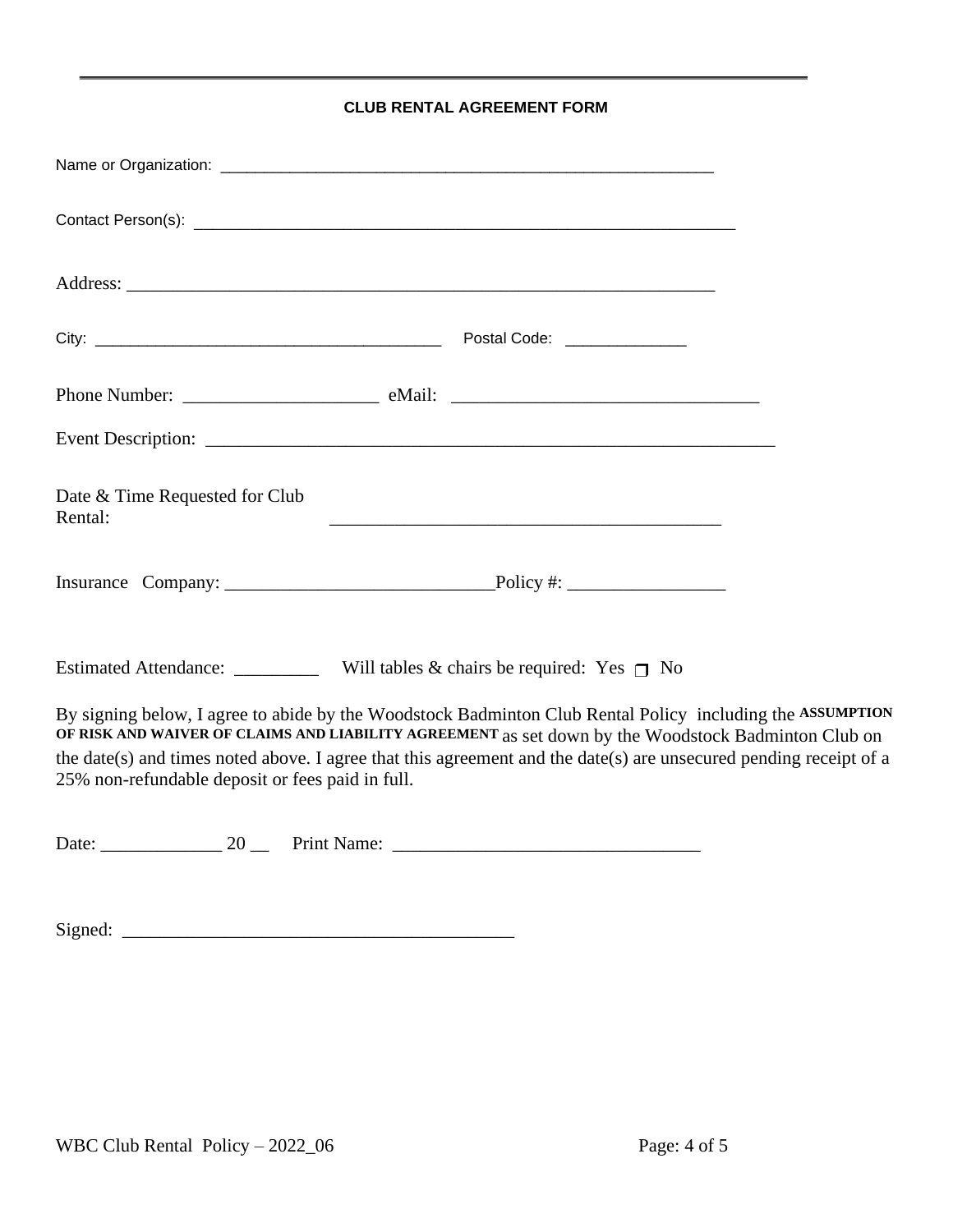## CLUB RENTAL AGREEMENT FORM

Name or Organization: ___________________________________________________________

Contact Person(s): ______________________________________________________________

Address: ____________________________________________________________________

City: ________________________________________ Postal Code: _____________

Phone Number: _____________________ eMail: _________________________________

Event Description: _______________________________________________________________

Date & Time Requested for Club Rental: ___________________________________________

Insurance Company: _____________________________Policy #: _________________

Estimated Attendance: _________ Will tables & chairs be required: Yes ☐ No

By signing below, I agree to abide by the Woodstock Badminton Club Rental Policy including the **ASSUMPTION OF RISK AND WAIVER OF CLAIMS AND LIABILITY AGREEMENT** as set down by the Woodstock Badminton Club on the date(s) and times noted above. I agree that this agreement and the date(s) are unsecured pending receipt of a 25% non-refundable deposit or fees paid in full.

Date: _____________ 20 __ Print Name: ________________________________

Signed: __________________________________________

WBC Club Rental Policy – 2022_06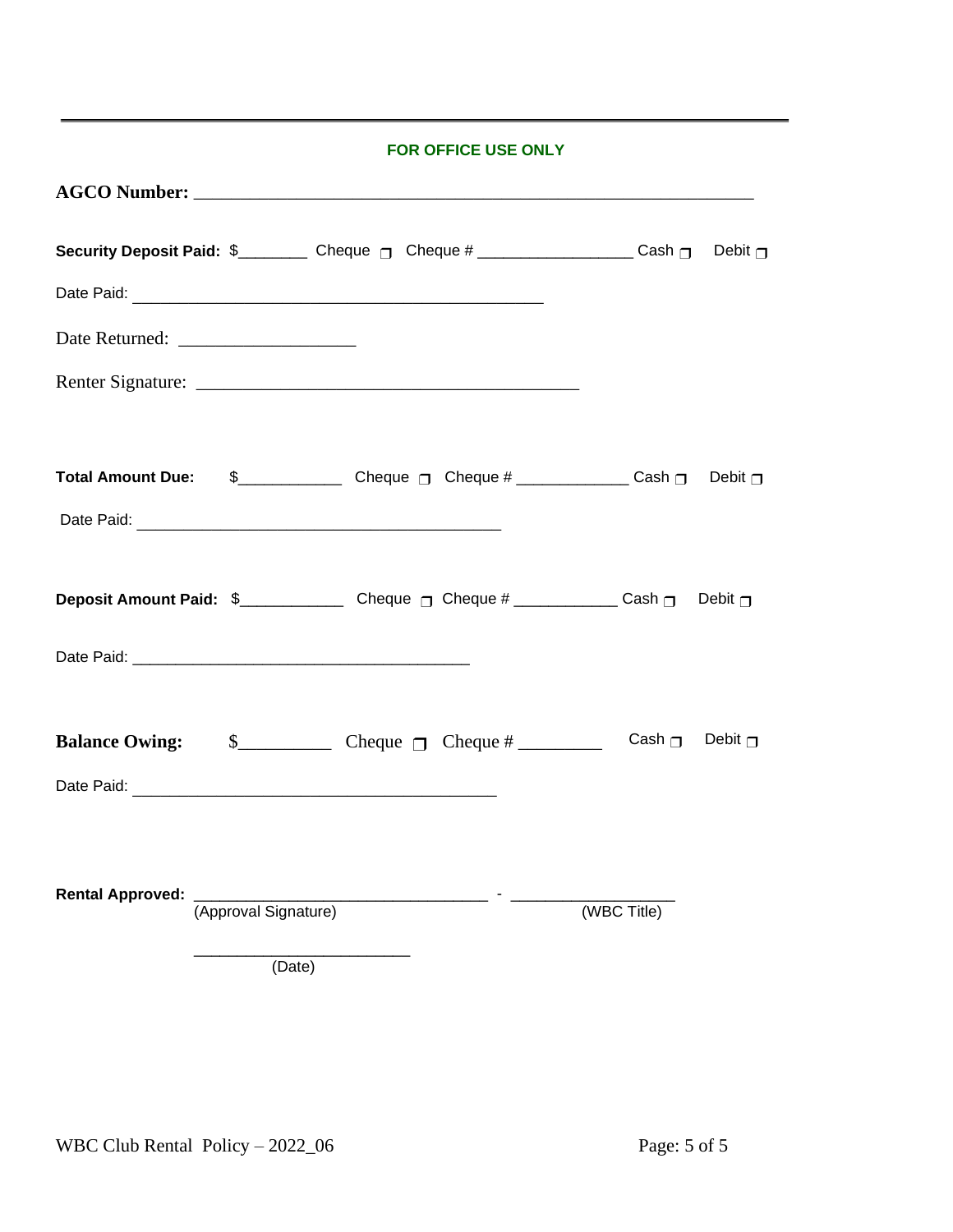---

**FOR OFFICE USE ONLY**

**AGCO Number:** ______________________________________________________________

**Security Deposit Paid:** $________ Cheque ❐ Cheque # _________________ Cash ❐ Debit ❐

Date Paid: ______________________________________________

Date Returned: ___________________

Renter Signature: ___________________________________________

**Total Amount Due:** $____________ Cheque ❐ Cheque # _____________ Cash ❐ Debit ❐

Date Paid: __________________________________________

**Deposit Amount Paid:** $____________ Cheque ❐ Cheque # ____________ Cash ❐ Debit ❐

Date Paid: ______________________________________

**Balance Owing:** $__________ Cheque ❐ Cheque # _________ Cash ❐ Debit ❐

Date Paid: __________________________________________

**Rental Approved:** _________________________________ - __________________

(Approval Signature) (WBC Title)

________________________

(Date)

WBC Club Rental Policy – 2022_06